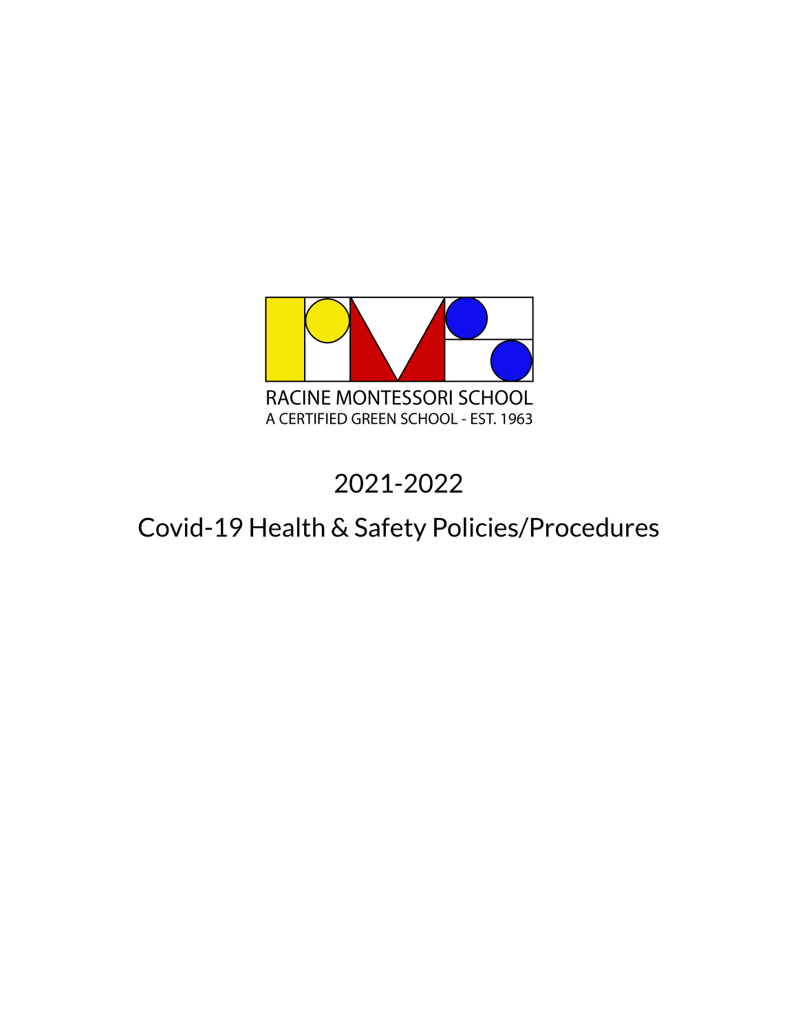RACINE MONTESSORI SCHOOL

A CERTIFIED GREEN SCHOOL - EST. 1963

# 2021-2022

# Covid-19 Health & Safety Policies/Procedures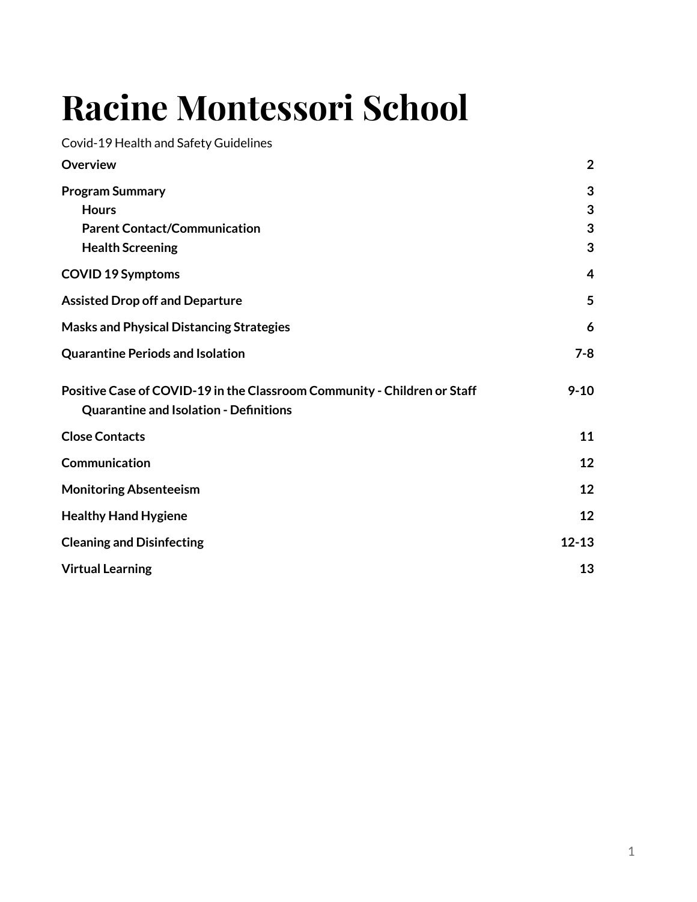# Racine Montessori School

Covid-19 Health and Safety Guidelines

| | |
|---|---|
| **Overview** | **2** |
| **Program Summary** | **3** |
| **Hours** | **3** |
| **Parent Contact/Communication** | **3** |
| **Health Screening** | **3** |
| **COVID 19 Symptoms** | **4** |
| **Assisted Drop off and Departure** | **5** |
| **Masks and Physical Distancing Strategies** | **6** |
| **Quarantine Periods and Isolation** | **7-8** |
| **Positive Case of COVID-19 in the Classroom Community - Children or Staff** | **9-10** |
| **Quarantine and Isolation - Definitions** | |
| **Close Contacts** | **11** |
| **Communication** | **12** |
| **Monitoring Absenteeism** | **12** |
| **Healthy Hand Hygiene** | **12** |
| **Cleaning and Disinfecting** | **12-13** |
| **Virtual Learning** | **13** |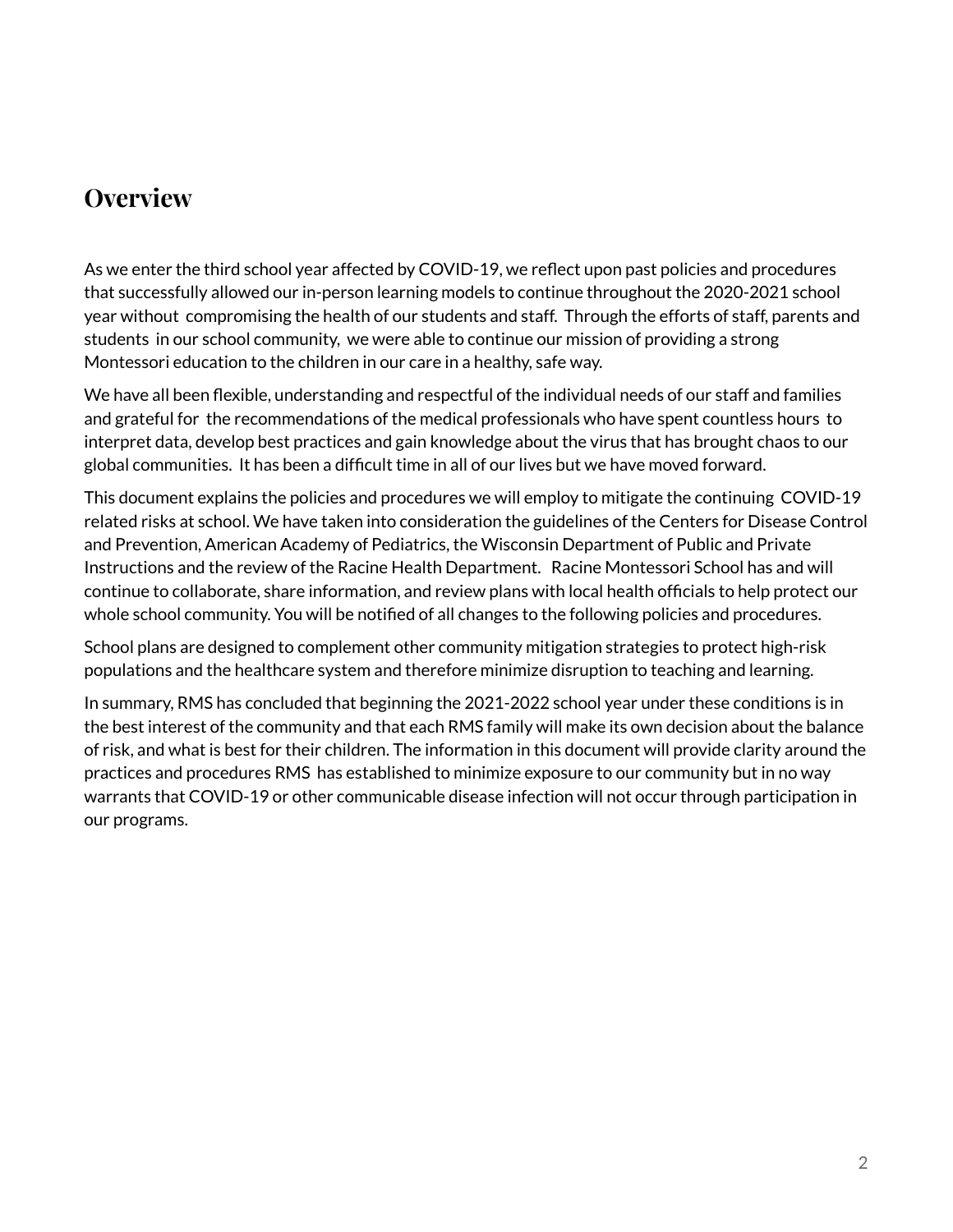## Overview

As we enter the third school year affected by COVID-19, we reflect upon past policies and procedures that successfully allowed our in-person learning models to continue throughout the 2020-2021 school year without compromising the health of our students and staff. Through the efforts of staff, parents and students in our school community, we were able to continue our mission of providing a strong Montessori education to the children in our care in a healthy, safe way.

We have all been flexible, understanding and respectful of the individual needs of our staff and families and grateful for the recommendations of the medical professionals who have spent countless hours to interpret data, develop best practices and gain knowledge about the virus that has brought chaos to our global communities. It has been a difficult time in all of our lives but we have moved forward.

This document explains the policies and procedures we will employ to mitigate the continuing COVID-19 related risks at school. We have taken into consideration the guidelines of the Centers for Disease Control and Prevention, American Academy of Pediatrics, the Wisconsin Department of Public and Private Instructions and the review of the Racine Health Department. Racine Montessori School has and will continue to collaborate, share information, and review plans with local health officials to help protect our whole school community. You will be notified of all changes to the following policies and procedures.

School plans are designed to complement other community mitigation strategies to protect high-risk populations and the healthcare system and therefore minimize disruption to teaching and learning.

In summary, RMS has concluded that beginning the 2021-2022 school year under these conditions is in the best interest of the community and that each RMS family will make its own decision about the balance of risk, and what is best for their children. The information in this document will provide clarity around the practices and procedures RMS has established to minimize exposure to our community but in no way warrants that COVID-19 or other communicable disease infection will not occur through participation in our programs.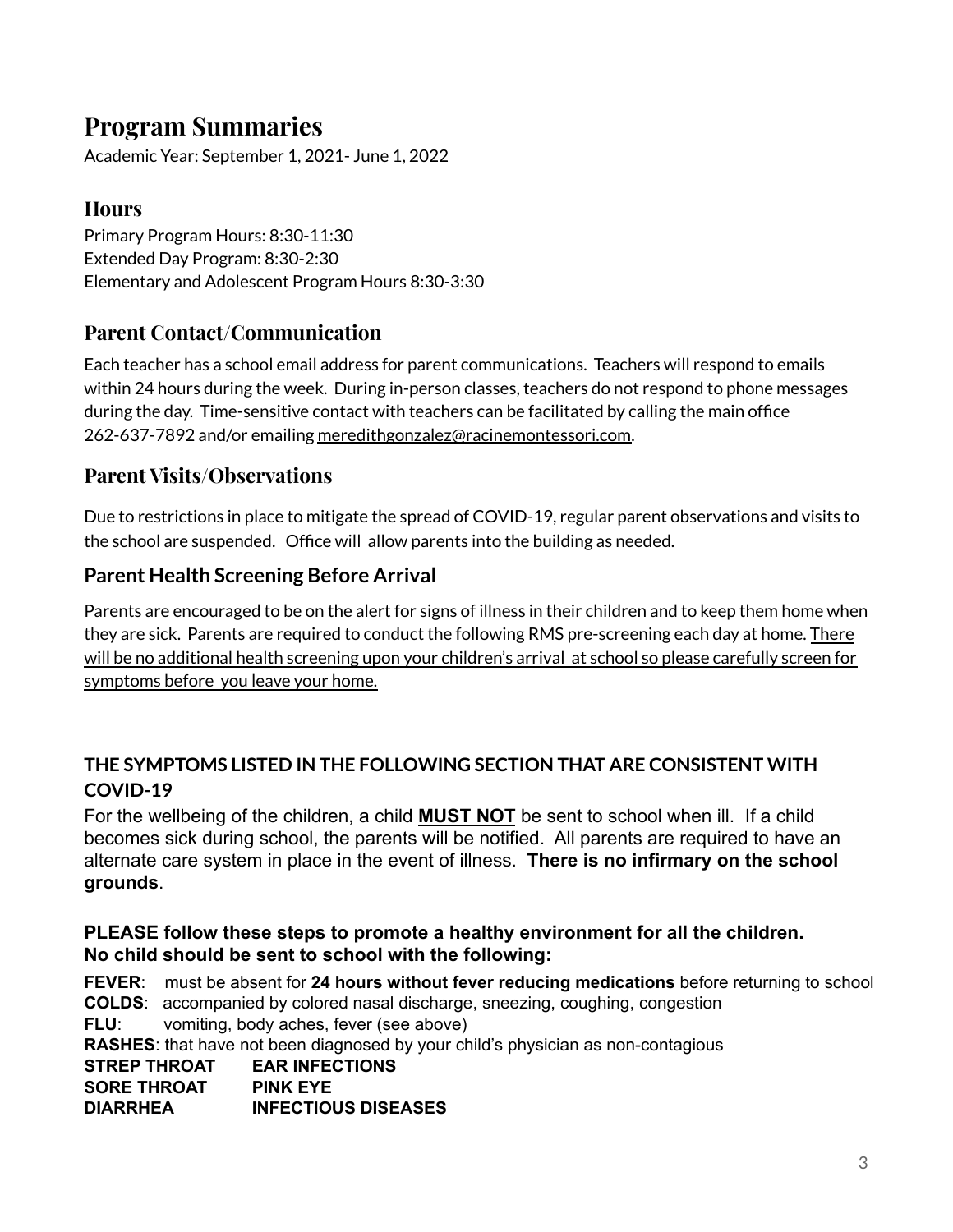# Program Summaries

Academic Year: September 1, 2021- June 1, 2022

## Hours

Primary Program Hours: 8:30-11:30
Extended Day Program: 8:30-2:30
Elementary and Adolescent Program Hours 8:30-3:30

## Parent Contact/Communication

Each teacher has a school email address for parent communications. Teachers will respond to emails within 24 hours during the week. During in-person classes, teachers do not respond to phone messages during the day. Time-sensitive contact with teachers can be facilitated by calling the main office 262-637-7892 and/or emailing meredithgonzalez@racinemontessori.com.

## Parent Visits/Observations

Due to restrictions in place to mitigate the spread of COVID-19, regular parent observations and visits to the school are suspended. Office will allow parents into the building as needed.

## Parent Health Screening Before Arrival

Parents are encouraged to be on the alert for signs of illness in their children and to keep them home when they are sick. Parents are required to conduct the following RMS pre-screening each day at home. <u>There will be no additional health screening upon your children's arrival at school so please carefully screen for symptoms before you leave your home.</u>

### THE SYMPTOMS LISTED IN THE FOLLOWING SECTION THAT ARE CONSISTENT WITH COVID-19

For the wellbeing of the children, a child <u>**MUST NOT**</u> be sent to school when ill. If a child becomes sick during school, the parents will be notified. All parents are required to have an alternate care system in place in the event of illness. **There is no infirmary on the school grounds**.

**PLEASE follow these steps to promote a healthy environment for all the children.**
**No child should be sent to school with the following:**

**FEVER**: must be absent for **24 hours without fever reducing medications** before returning to school
**COLDS**: accompanied by colored nasal discharge, sneezing, coughing, congestion
**FLU**: vomiting, body aches, fever (see above)
**RASHES**: that have not been diagnosed by your child's physician as non-contagious
**STREP THROAT** **EAR INFECTIONS**
**SORE THROAT** **PINK EYE**
**DIARRHEA** **INFECTIOUS DISEASES**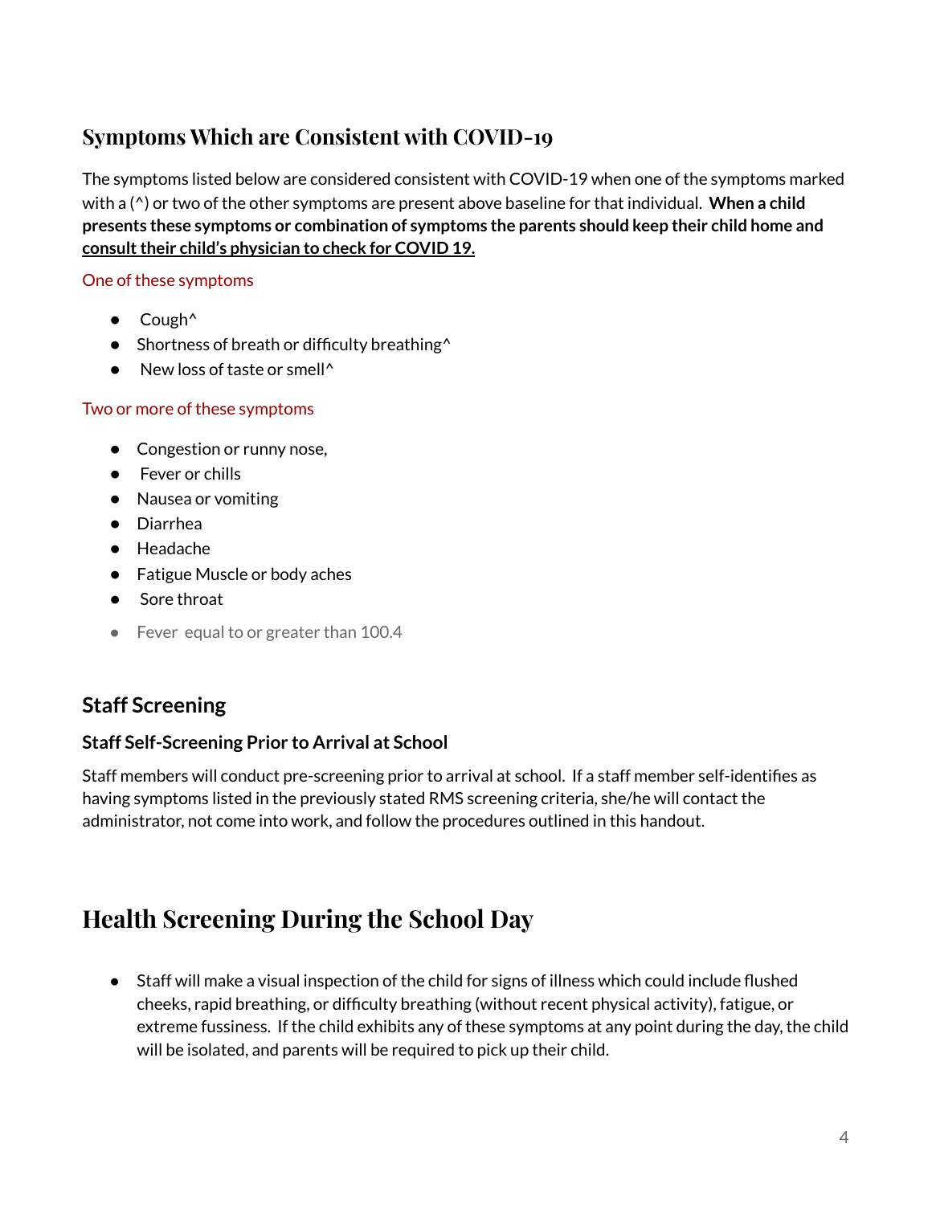## Symptoms Which are Consistent with COVID-19

The symptoms listed below are considered consistent with COVID-19 when one of the symptoms marked with a (^) or two of the other symptoms are present above baseline for that individual. **When a child presents these symptoms or combination of symptoms the parents should keep their child home and consult their child's physician to check for COVID 19.**

One of these symptoms

- Cough^
- Shortness of breath or difficulty breathing^
- New loss of taste or smell^

Two or more of these symptoms

- Congestion or runny nose,
- Fever or chills
- Nausea or vomiting
- Diarrhea
- Headache
- Fatigue Muscle or body aches
- Sore throat
- Fever equal to or greater than 100.4

## Staff Screening

### Staff Self-Screening Prior to Arrival at School

Staff members will conduct pre-screening prior to arrival at school. If a staff member self-identifies as having symptoms listed in the previously stated RMS screening criteria, she/he will contact the administrator, not come into work, and follow the procedures outlined in this handout.

# Health Screening During the School Day

- Staff will make a visual inspection of the child for signs of illness which could include flushed cheeks, rapid breathing, or difficulty breathing (without recent physical activity), fatigue, or extreme fussiness. If the child exhibits any of these symptoms at any point during the day, the child will be isolated, and parents will be required to pick up their child.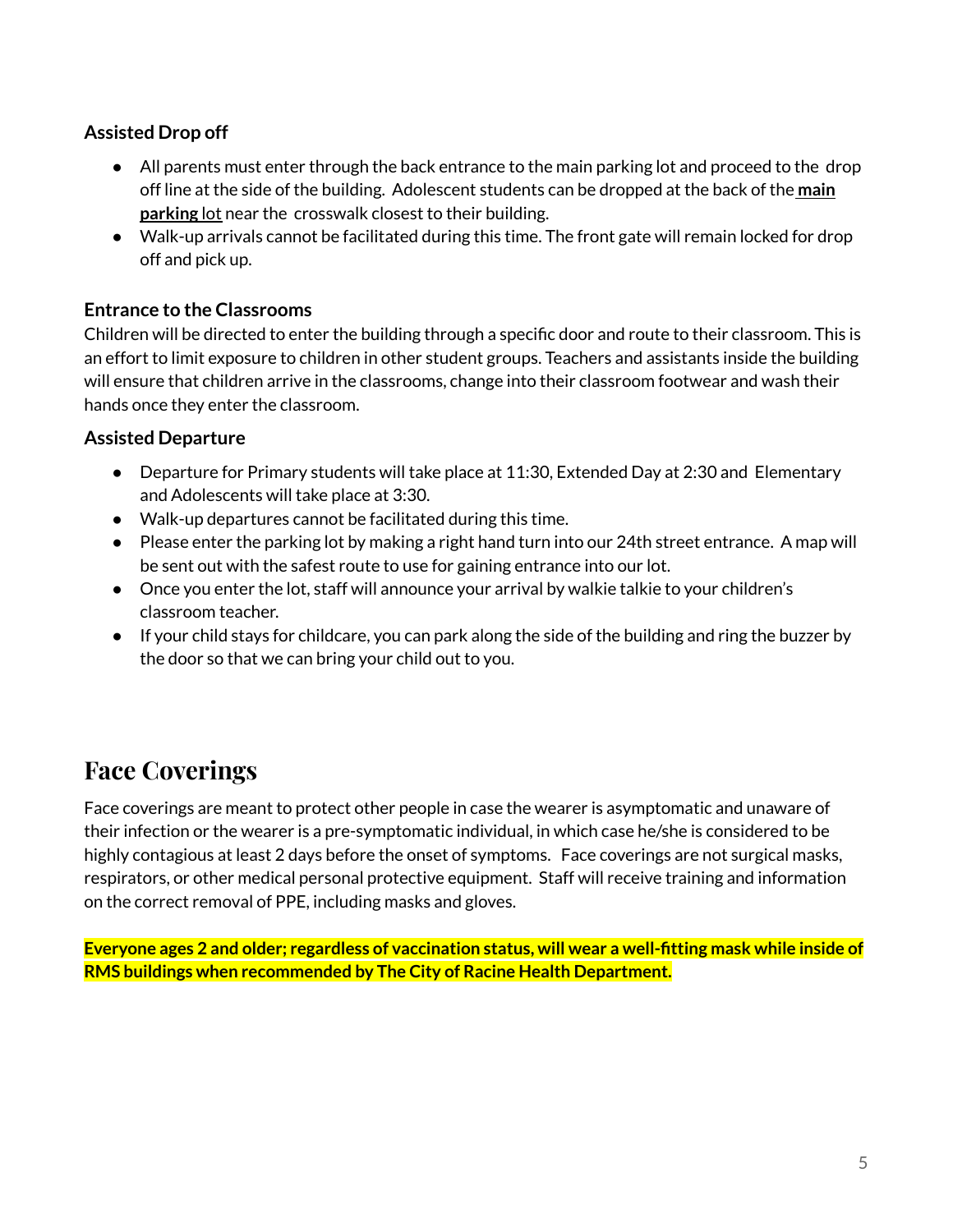### Assisted Drop off

- All parents must enter through the back entrance to the main parking lot and proceed to the drop off line at the side of the building. Adolescent students can be dropped at the back of the **main parking** lot near the crosswalk closest to their building.
- Walk-up arrivals cannot be facilitated during this time. The front gate will remain locked for drop off and pick up.

### Entrance to the Classrooms

Children will be directed to enter the building through a specific door and route to their classroom. This is an effort to limit exposure to children in other student groups. Teachers and assistants inside the building will ensure that children arrive in the classrooms, change into their classroom footwear and wash their hands once they enter the classroom.

### Assisted Departure

- Departure for Primary students will take place at 11:30, Extended Day at 2:30 and Elementary and Adolescents will take place at 3:30.
- Walk-up departures cannot be facilitated during this time.
- Please enter the parking lot by making a right hand turn into our 24th street entrance. A map will be sent out with the safest route to use for gaining entrance into our lot.
- Once you enter the lot, staff will announce your arrival by walkie talkie to your children's classroom teacher.
- If your child stays for childcare, you can park along the side of the building and ring the buzzer by the door so that we can bring your child out to you.

## Face Coverings

Face coverings are meant to protect other people in case the wearer is asymptomatic and unaware of their infection or the wearer is a pre-symptomatic individual, in which case he/she is considered to be highly contagious at least 2 days before the onset of symptoms. Face coverings are not surgical masks, respirators, or other medical personal protective equipment. Staff will receive training and information on the correct removal of PPE, including masks and gloves.

**Everyone ages 2 and older; regardless of vaccination status, will wear a well-fitting mask while inside of RMS buildings when recommended by The City of Racine Health Department.**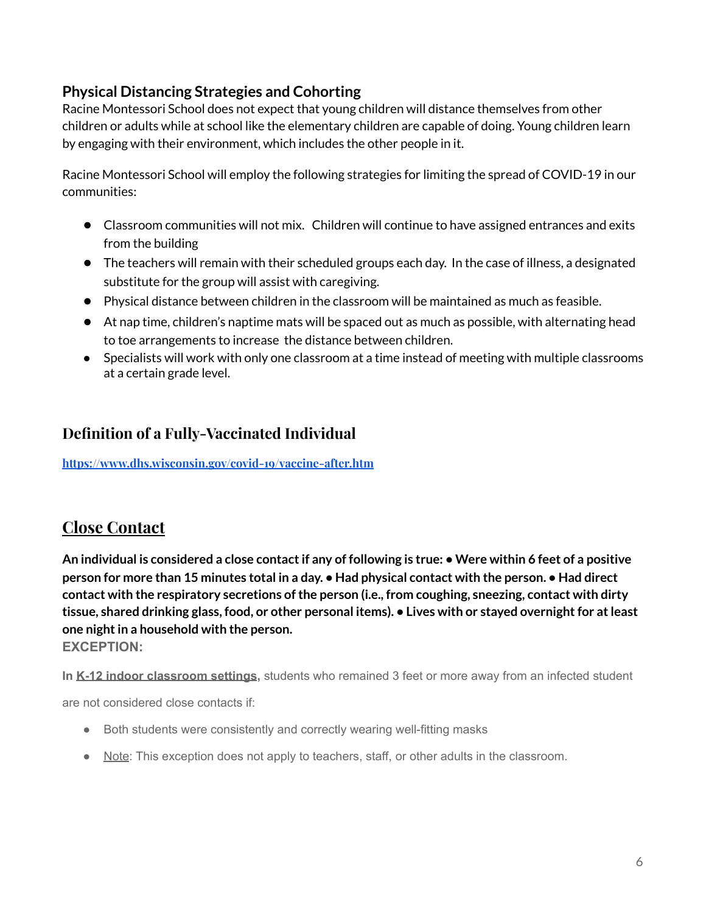## Physical Distancing Strategies and Cohorting

Racine Montessori School does not expect that young children will distance themselves from other children or adults while at school like the elementary children are capable of doing. Young children learn by engaging with their environment, which includes the other people in it.

Racine Montessori School will employ the following strategies for limiting the spread of COVID-19 in our communities:

- Classroom communities will not mix. Children will continue to have assigned entrances and exits from the building
- The teachers will remain with their scheduled groups each day. In the case of illness, a designated substitute for the group will assist with caregiving.
- Physical distance between children in the classroom will be maintained as much as feasible.
- At nap time, children's naptime mats will be spaced out as much as possible, with alternating head to toe arrangements to increase the distance between children.
- Specialists will work with only one classroom at a time instead of meeting with multiple classrooms at a certain grade level.

## Definition of a Fully-Vaccinated Individual

**https://www.dhs.wisconsin.gov/covid-19/vaccine-after.htm**

## Close Contact

**An individual is considered a close contact if any of following is true: • Were within 6 feet of a positive person for more than 15 minutes total in a day. • Had physical contact with the person. • Had direct contact with the respiratory secretions of the person (i.e., from coughing, sneezing, contact with dirty tissue, shared drinking glass, food, or other personal items). • Lives with or stayed overnight for at least one night in a household with the person.**

**EXCEPTION:**

**In K-12 indoor classroom settings,** students who remained 3 feet or more away from an infected student are not considered close contacts if:

- Both students were consistently and correctly wearing well-fitting masks
- Note: This exception does not apply to teachers, staff, or other adults in the classroom.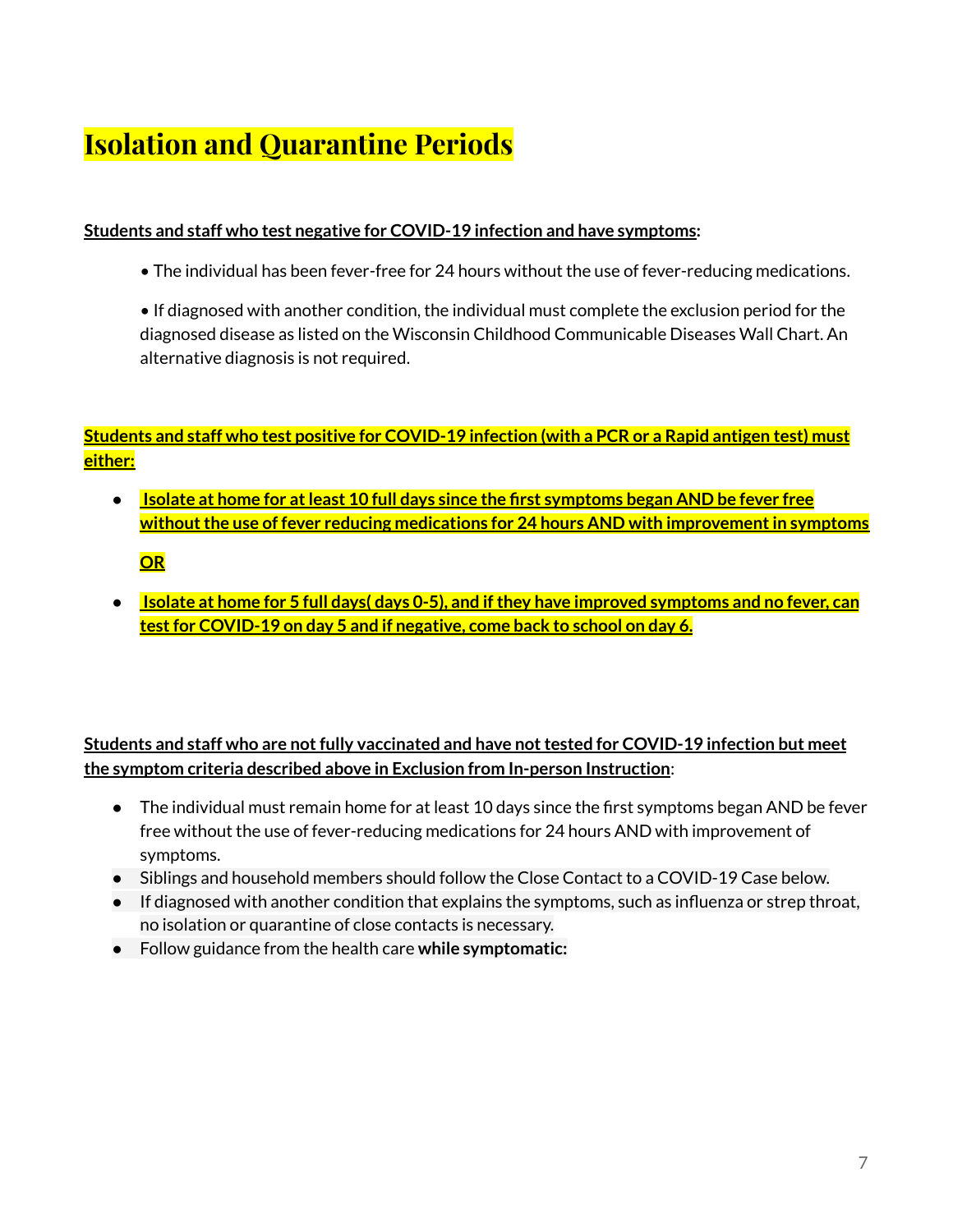# Isolation and Quarantine Periods

**Students and staff who test negative for COVID-19 infection and have symptoms:**

- The individual has been fever-free for 24 hours without the use of fever-reducing medications.
- If diagnosed with another condition, the individual must complete the exclusion period for the diagnosed disease as listed on the Wisconsin Childhood Communicable Diseases Wall Chart. An alternative diagnosis is not required.

**Students and staff who test positive for COVID-19 infection (with a PCR or a Rapid antigen test) must either:**

- **Isolate at home for at least 10 full days since the first symptoms began AND be fever free without the use of fever reducing medications for 24 hours AND with improvement in symptoms**

  **OR**

- **Isolate at home for 5 full days( days 0-5), and if they have improved symptoms and no fever, can test for COVID-19 on day 5 and if negative, come back to school on day 6.**

**Students and staff who are not fully vaccinated and have not tested for COVID-19 infection but meet the symptom criteria described above in Exclusion from In-person Instruction:**

- The individual must remain home for at least 10 days since the first symptoms began AND be fever free without the use of fever-reducing medications for 24 hours AND with improvement of symptoms.
- Siblings and household members should follow the Close Contact to a COVID-19 Case below.
- If diagnosed with another condition that explains the symptoms, such as influenza or strep throat, no isolation or quarantine of close contacts is necessary.
- Follow guidance from the health care **while symptomatic:**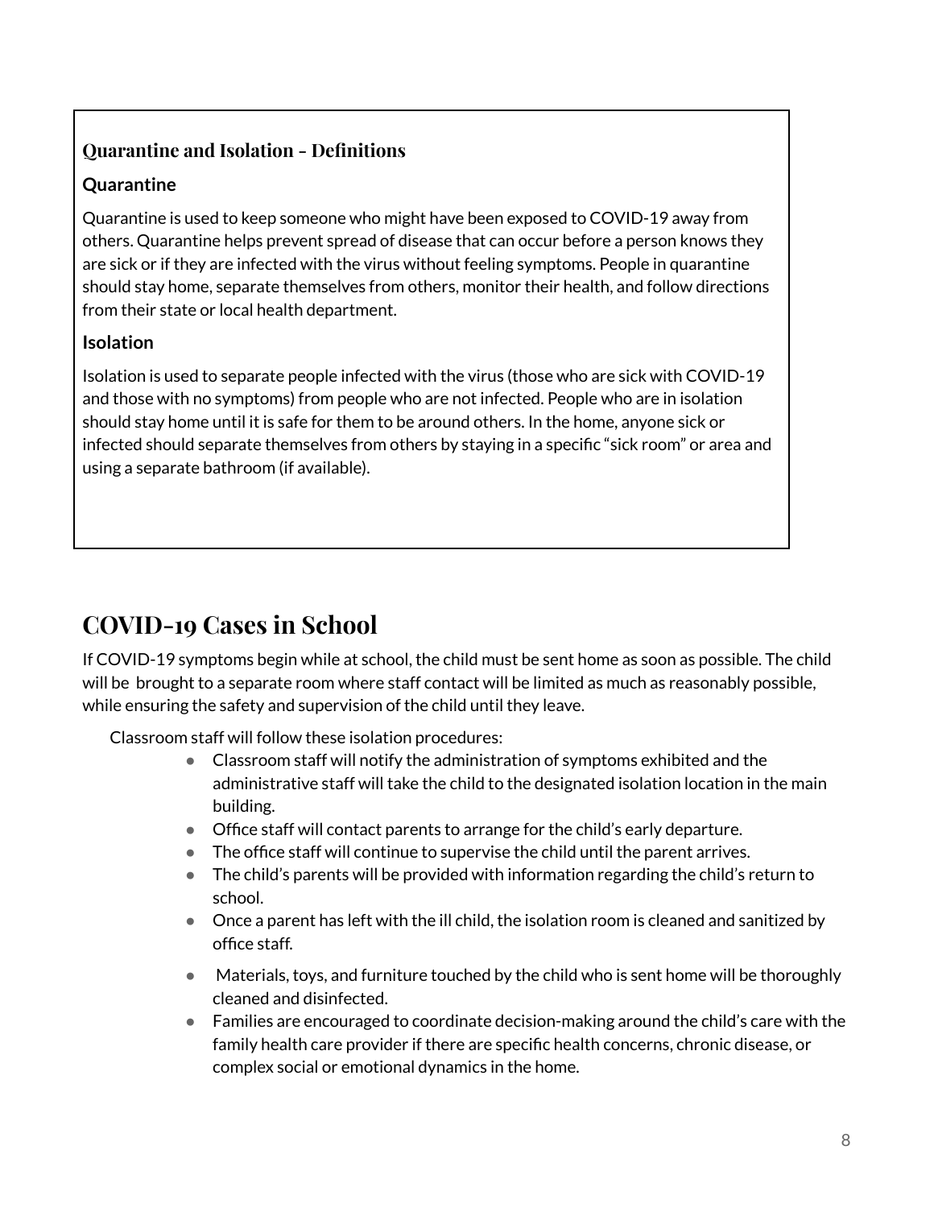### Quarantine and Isolation - Definitions

**Quarantine**

Quarantine is used to keep someone who might have been exposed to COVID-19 away from others. Quarantine helps prevent spread of disease that can occur before a person knows they are sick or if they are infected with the virus without feeling symptoms. People in quarantine should stay home, separate themselves from others, monitor their health, and follow directions from their state or local health department.

**Isolation**

Isolation is used to separate people infected with the virus (those who are sick with COVID-19 and those with no symptoms) from people who are not infected. People who are in isolation should stay home until it is safe for them to be around others. In the home, anyone sick or infected should separate themselves from others by staying in a specific "sick room" or area and using a separate bathroom (if available).

## COVID-19 Cases in School

If COVID-19 symptoms begin while at school, the child must be sent home as soon as possible. The child will be brought to a separate room where staff contact will be limited as much as reasonably possible, while ensuring the safety and supervision of the child until they leave.

Classroom staff will follow these isolation procedures:

- Classroom staff will notify the administration of symptoms exhibited and the administrative staff will take the child to the designated isolation location in the main building.
- Office staff will contact parents to arrange for the child's early departure.
- The office staff will continue to supervise the child until the parent arrives.
- The child's parents will be provided with information regarding the child's return to school.
- Once a parent has left with the ill child, the isolation room is cleaned and sanitized by office staff.
- Materials, toys, and furniture touched by the child who is sent home will be thoroughly cleaned and disinfected.
- Families are encouraged to coordinate decision-making around the child's care with the family health care provider if there are specific health concerns, chronic disease, or complex social or emotional dynamics in the home.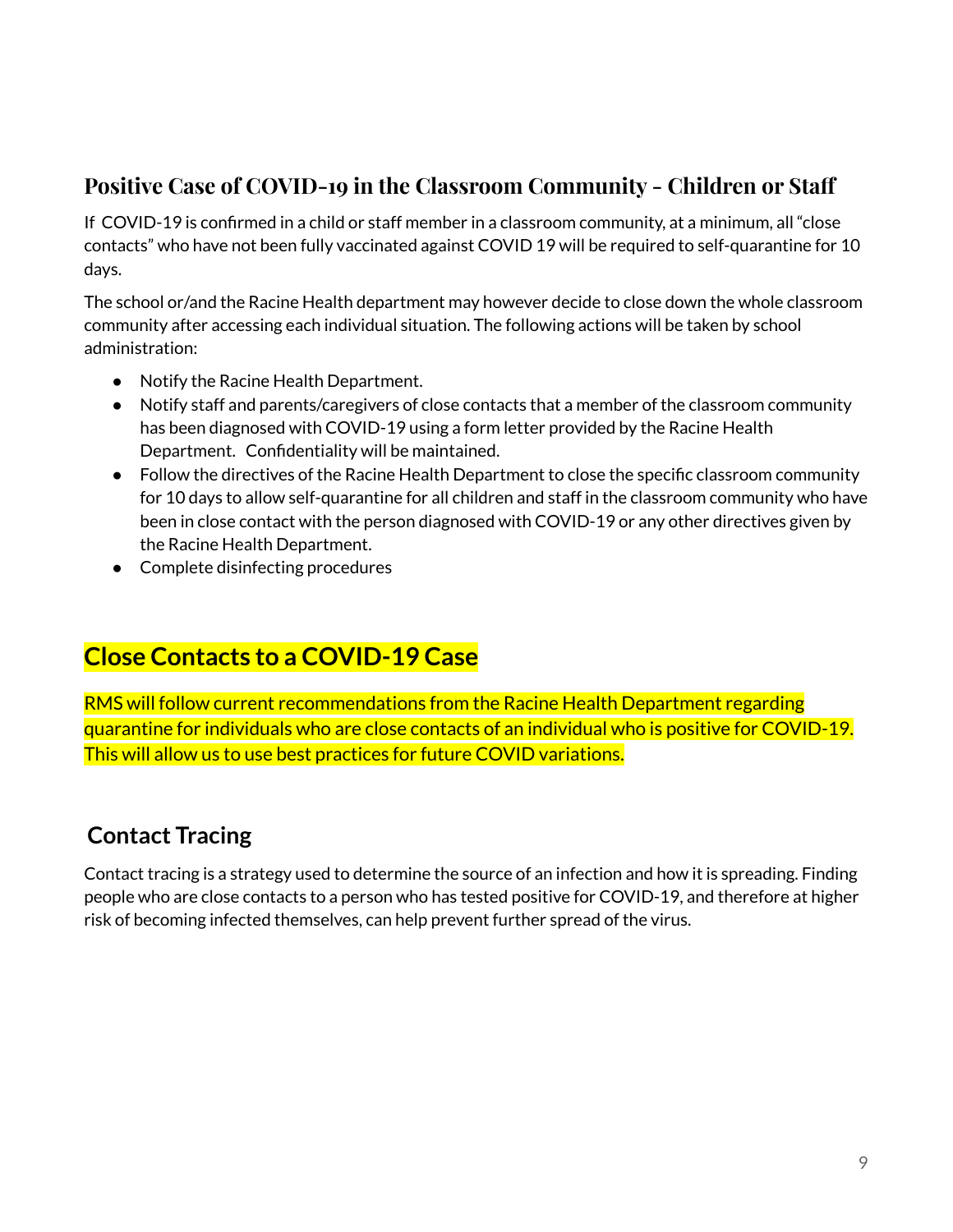## Positive Case of COVID-19 in the Classroom Community - Children or Staff

If COVID-19 is confirmed in a child or staff member in a classroom community, at a minimum, all "close contacts" who have not been fully vaccinated against COVID 19 will be required to self-quarantine for 10 days.

The school or/and the Racine Health department may however decide to close down the whole classroom community after accessing each individual situation. The following actions will be taken by school administration:

- Notify the Racine Health Department.
- Notify staff and parents/caregivers of close contacts that a member of the classroom community has been diagnosed with COVID-19 using a form letter provided by the Racine Health Department. Confidentiality will be maintained.
- Follow the directives of the Racine Health Department to close the specific classroom community for 10 days to allow self-quarantine for all children and staff in the classroom community who have been in close contact with the person diagnosed with COVID-19 or any other directives given by the Racine Health Department.
- Complete disinfecting procedures

## Close Contacts to a COVID-19 Case

RMS will follow current recommendations from the Racine Health Department regarding quarantine for individuals who are close contacts of an individual who is positive for COVID-19. This will allow us to use best practices for future COVID variations.

## Contact Tracing

Contact tracing is a strategy used to determine the source of an infection and how it is spreading. Finding people who are close contacts to a person who has tested positive for COVID-19, and therefore at higher risk of becoming infected themselves, can help prevent further spread of the virus.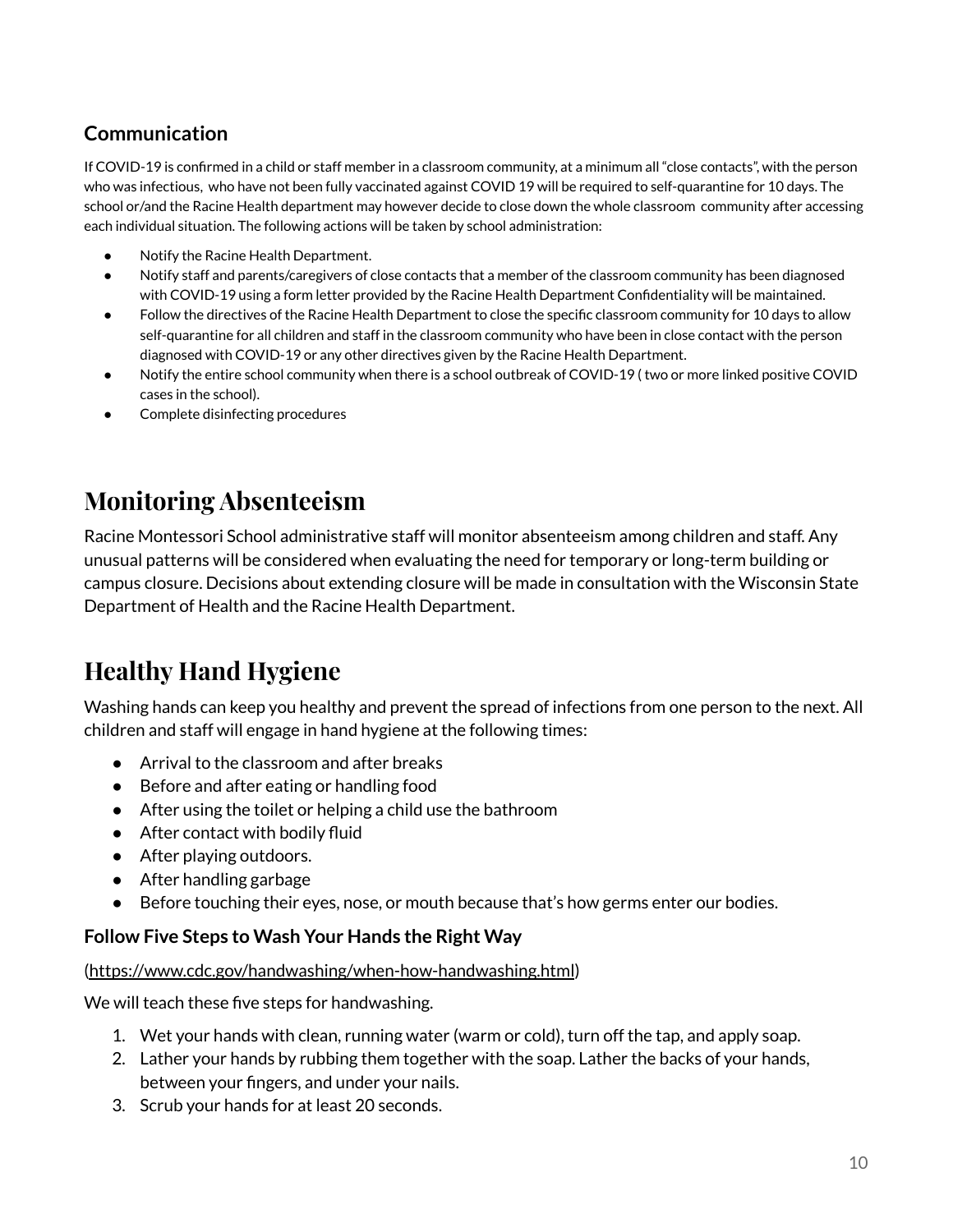### Communication

If COVID-19 is confirmed in a child or staff member in a classroom community, at a minimum all "close contacts", with the person who was infectious, who have not been fully vaccinated against COVID 19 will be required to self-quarantine for 10 days. The school or/and the Racine Health department may however decide to close down the whole classroom community after accessing each individual situation. The following actions will be taken by school administration:

- Notify the Racine Health Department.
- Notify staff and parents/caregivers of close contacts that a member of the classroom community has been diagnosed with COVID-19 using a form letter provided by the Racine Health Department Confidentiality will be maintained.
- Follow the directives of the Racine Health Department to close the specific classroom community for 10 days to allow self-quarantine for all children and staff in the classroom community who have been in close contact with the person diagnosed with COVID-19 or any other directives given by the Racine Health Department.
- Notify the entire school community when there is a school outbreak of COVID-19 ( two or more linked positive COVID cases in the school).
- Complete disinfecting procedures

# Monitoring Absenteeism

Racine Montessori School administrative staff will monitor absenteeism among children and staff. Any unusual patterns will be considered when evaluating the need for temporary or long-term building or campus closure. Decisions about extending closure will be made in consultation with the Wisconsin State Department of Health and the Racine Health Department.

# Healthy Hand Hygiene

Washing hands can keep you healthy and prevent the spread of infections from one person to the next. All children and staff will engage in hand hygiene at the following times:

- Arrival to the classroom and after breaks
- Before and after eating or handling food
- After using the toilet or helping a child use the bathroom
- After contact with bodily fluid
- After playing outdoors.
- After handling garbage
- Before touching their eyes, nose, or mouth because that's how germs enter our bodies.

### Follow Five Steps to Wash Your Hands the Right Way

(https://www.cdc.gov/handwashing/when-how-handwashing.html)

We will teach these five steps for handwashing.

1. Wet your hands with clean, running water (warm or cold), turn off the tap, and apply soap.
2. Lather your hands by rubbing them together with the soap. Lather the backs of your hands, between your fingers, and under your nails.
3. Scrub your hands for at least 20 seconds.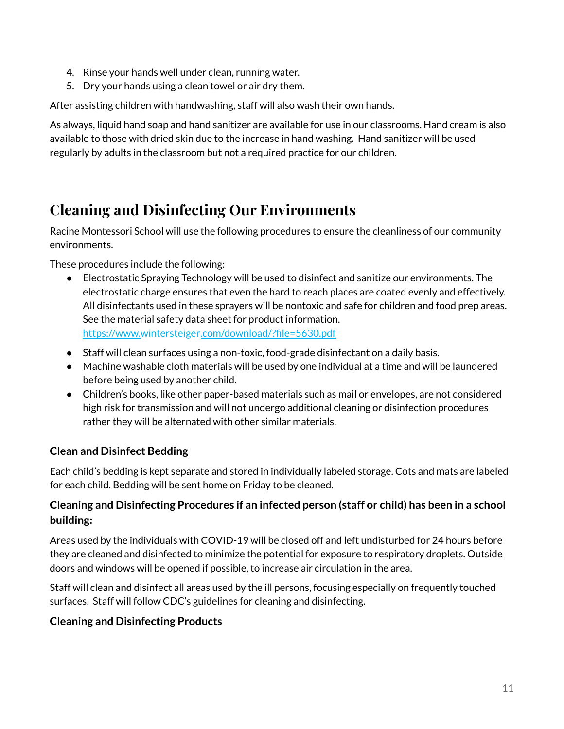4. Rinse your hands well under clean, running water.
5. Dry your hands using a clean towel or air dry them.

After assisting children with handwashing, staff will also wash their own hands.

As always, liquid hand soap and hand sanitizer are available for use in our classrooms. Hand cream is also available to those with dried skin due to the increase in hand washing. Hand sanitizer will be used regularly by adults in the classroom but not a required practice for our children.

## Cleaning and Disinfecting Our Environments

Racine Montessori School will use the following procedures to ensure the cleanliness of our community environments.

These procedures include the following:

- Electrostatic Spraying Technology will be used to disinfect and sanitize our environments. The electrostatic charge ensures that even the hard to reach places are coated evenly and effectively. All disinfectants used in these sprayers will be nontoxic and safe for children and food prep areas. See the material safety data sheet for product information. [https://www.wintersteiger.com/download/?file=5630.pdf](https://www.wintersteiger.com/download/?file=5630.pdf)
- Staff will clean surfaces using a non-toxic, food-grade disinfectant on a daily basis.
- Machine washable cloth materials will be used by one individual at a time and will be laundered before being used by another child.
- Children's books, like other paper-based materials such as mail or envelopes, are not considered high risk for transmission and will not undergo additional cleaning or disinfection procedures rather they will be alternated with other similar materials.

### Clean and Disinfect Bedding

Each child's bedding is kept separate and stored in individually labeled storage. Cots and mats are labeled for each child. Bedding will be sent home on Friday to be cleaned.

### Cleaning and Disinfecting Procedures if an infected person (staff or child) has been in a school building:

Areas used by the individuals with COVID-19 will be closed off and left undisturbed for 24 hours before they are cleaned and disinfected to minimize the potential for exposure to respiratory droplets. Outside doors and windows will be opened if possible, to increase air circulation in the area.

Staff will clean and disinfect all areas used by the ill persons, focusing especially on frequently touched surfaces. Staff will follow CDC's guidelines for cleaning and disinfecting.

### Cleaning and Disinfecting Products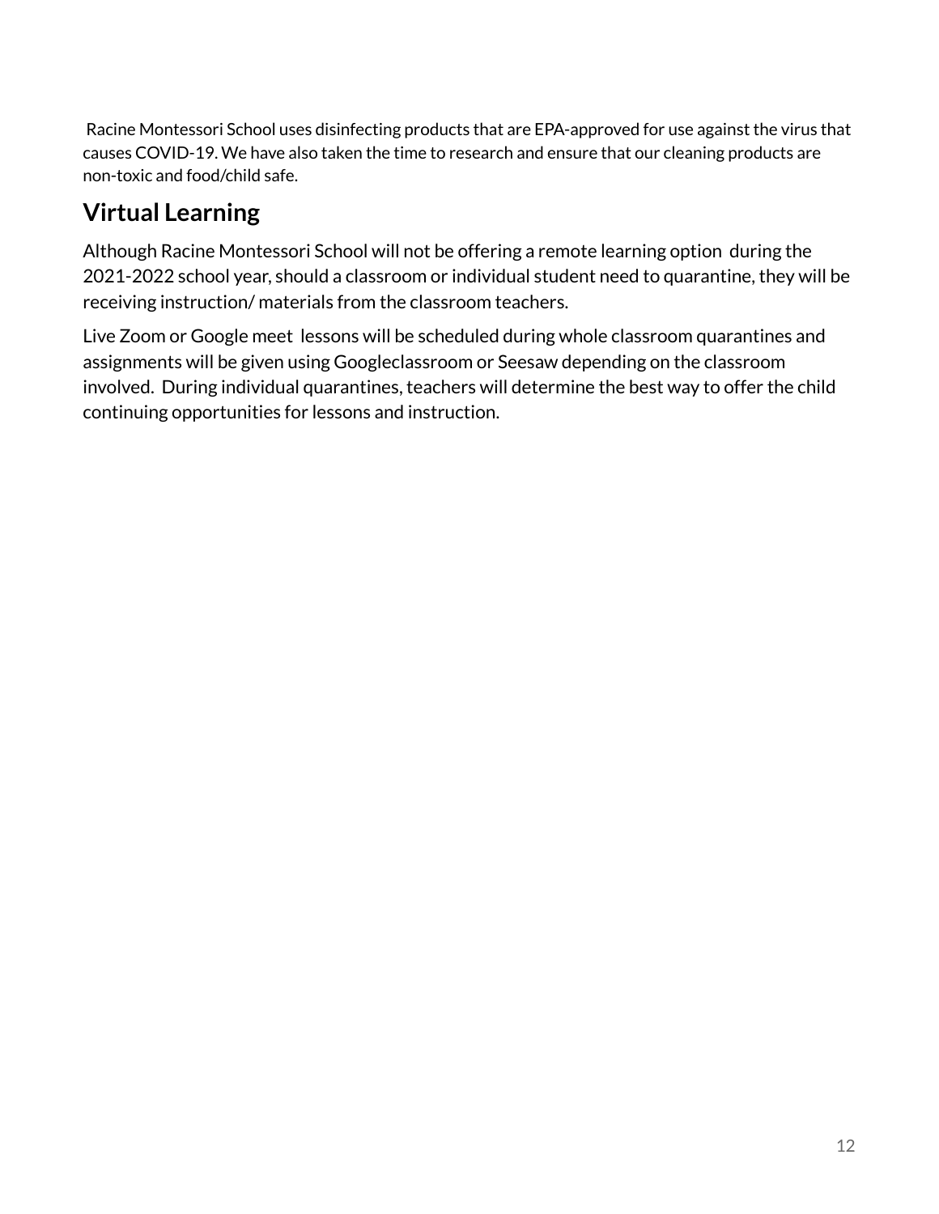Racine Montessori School uses disinfecting products that are EPA-approved for use against the virus that causes COVID-19. We have also taken the time to research and ensure that our cleaning products are non-toxic and food/child safe.

## Virtual Learning

Although Racine Montessori School will not be offering a remote learning option during the 2021-2022 school year, should a classroom or individual student need to quarantine, they will be receiving instruction/ materials from the classroom teachers.

Live Zoom or Google meet lessons will be scheduled during whole classroom quarantines and assignments will be given using Googleclassroom or Seesaw depending on the classroom involved. During individual quarantines, teachers will determine the best way to offer the child continuing opportunities for lessons and instruction.